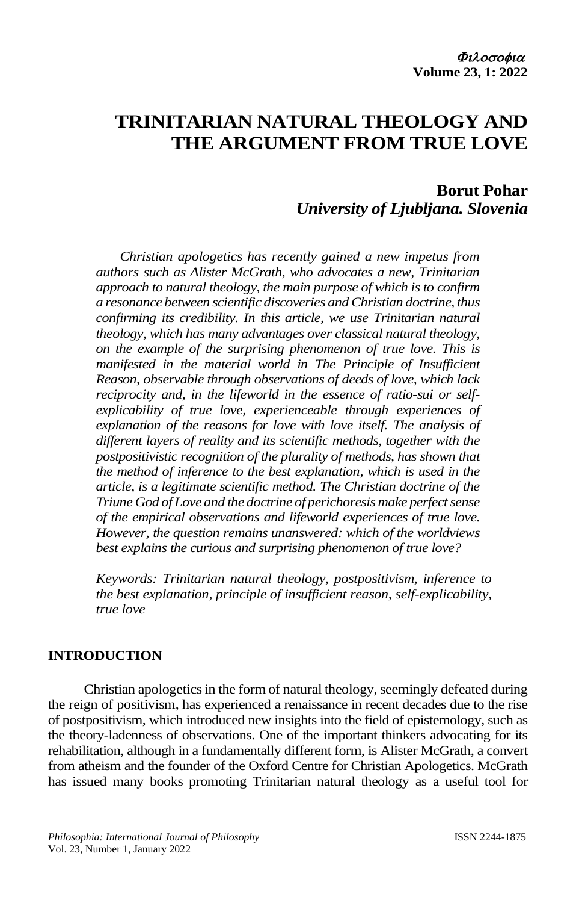# TRINITARIAN NATURAL THEOLOGY AND THE ARGUMENT FROM TRUE LOVE

**Borut Pohar**
***University of Ljubljana. Slovenia***

*Christian apologetics has recently gained a new impetus from authors such as Alister McGrath, who advocates a new, Trinitarian approach to natural theology, the main purpose of which is to confirm a resonance between scientific discoveries and Christian doctrine, thus confirming its credibility. In this article, we use Trinitarian natural theology, which has many advantages over classical natural theology, on the example of the surprising phenomenon of true love. This is manifested in the material world in The Principle of Insufficient Reason, observable through observations of deeds of love, which lack reciprocity and, in the lifeworld in the essence of ratio-sui or self-explicability of true love, experienceable through experiences of explanation of the reasons for love with love itself. The analysis of different layers of reality and its scientific methods, together with the postpositivistic recognition of the plurality of methods, has shown that the method of inference to the best explanation, which is used in the article, is a legitimate scientific method. The Christian doctrine of the Triune God of Love and the doctrine of perichoresis make perfect sense of the empirical observations and lifeworld experiences of true love. However, the question remains unanswered: which of the worldviews best explains the curious and surprising phenomenon of true love?*

*Keywords: Trinitarian natural theology, postpositivism, inference to the best explanation, principle of insufficient reason, self-explicability, true love*

## INTRODUCTION

Christian apologetics in the form of natural theology, seemingly defeated during the reign of positivism, has experienced a renaissance in recent decades due to the rise of postpositivism, which introduced new insights into the field of epistemology, such as the theory-ladenness of observations. One of the important thinkers advocating for its rehabilitation, although in a fundamentally different form, is Alister McGrath, a convert from atheism and the founder of the Oxford Centre for Christian Apologetics. McGrath has issued many books promoting Trinitarian natural theology as a useful tool for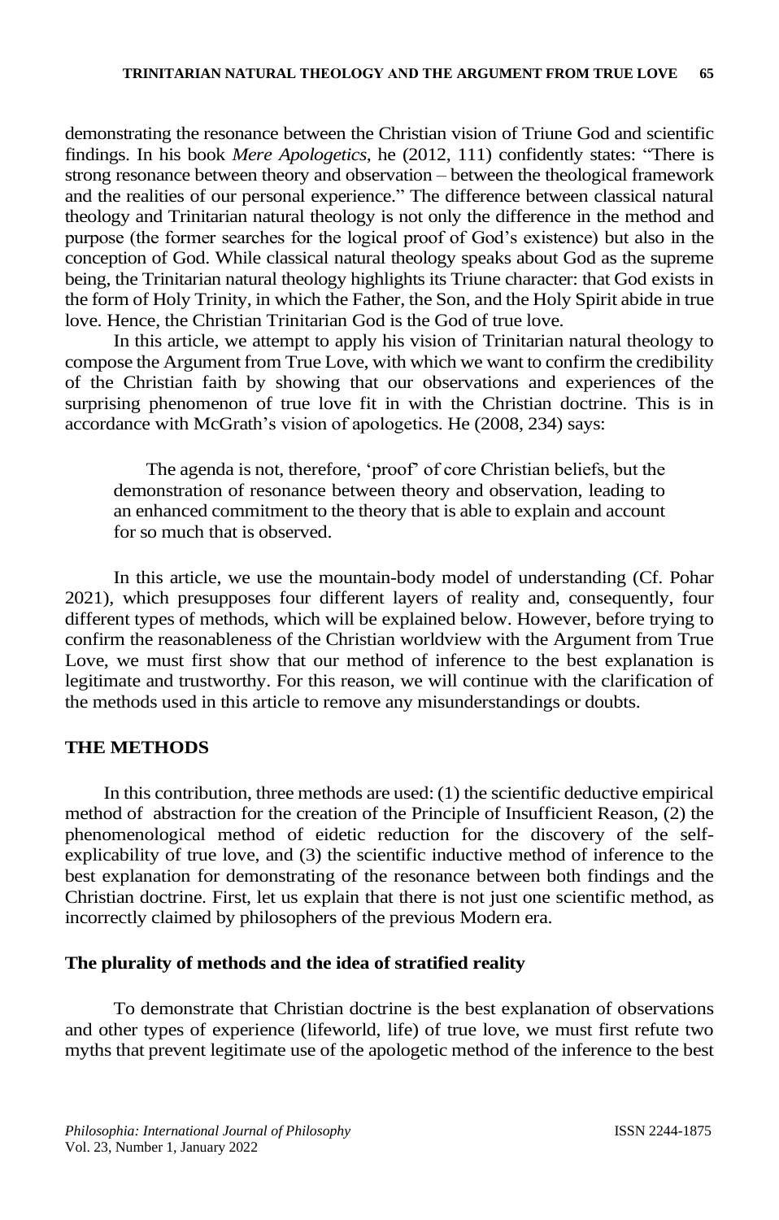demonstrating the resonance between the Christian vision of Triune God and scientific findings. In his book *Mere Apologetics*, he (2012, 111) confidently states: "There is strong resonance between theory and observation – between the theological framework and the realities of our personal experience." The difference between classical natural theology and Trinitarian natural theology is not only the difference in the method and purpose (the former searches for the logical proof of God's existence) but also in the conception of God. While classical natural theology speaks about God as the supreme being, the Trinitarian natural theology highlights its Triune character: that God exists in the form of Holy Trinity, in which the Father, the Son, and the Holy Spirit abide in true love. Hence, the Christian Trinitarian God is the God of true love.

In this article, we attempt to apply his vision of Trinitarian natural theology to compose the Argument from True Love, with which we want to confirm the credibility of the Christian faith by showing that our observations and experiences of the surprising phenomenon of true love fit in with the Christian doctrine. This is in accordance with McGrath's vision of apologetics. He (2008, 234) says:

> The agenda is not, therefore, 'proof' of core Christian beliefs, but the demonstration of resonance between theory and observation, leading to an enhanced commitment to the theory that is able to explain and account for so much that is observed.

In this article, we use the mountain-body model of understanding (Cf. Pohar 2021), which presupposes four different layers of reality and, consequently, four different types of methods, which will be explained below. However, before trying to confirm the reasonableness of the Christian worldview with the Argument from True Love, we must first show that our method of inference to the best explanation is legitimate and trustworthy. For this reason, we will continue with the clarification of the methods used in this article to remove any misunderstandings or doubts.

## THE METHODS

In this contribution, three methods are used: (1) the scientific deductive empirical method of abstraction for the creation of the Principle of Insufficient Reason, (2) the phenomenological method of eidetic reduction for the discovery of the self-explicability of true love, and (3) the scientific inductive method of inference to the best explanation for demonstrating of the resonance between both findings and the Christian doctrine. First, let us explain that there is not just one scientific method, as incorrectly claimed by philosophers of the previous Modern era.

### The plurality of methods and the idea of stratified reality

To demonstrate that Christian doctrine is the best explanation of observations and other types of experience (lifeworld, life) of true love, we must first refute two myths that prevent legitimate use of the apologetic method of the inference to the best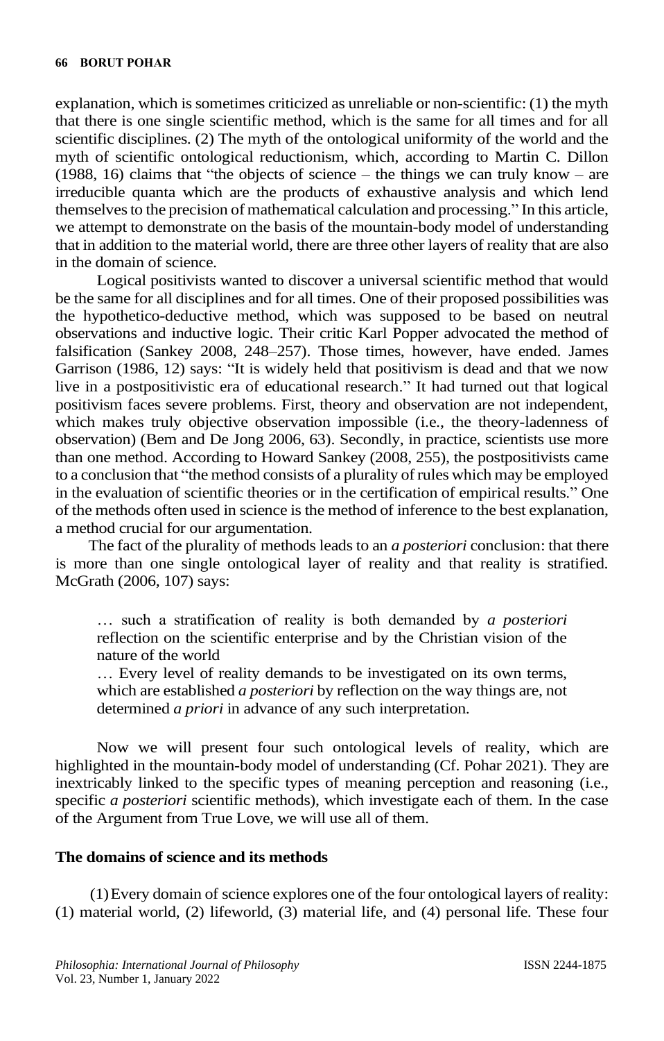explanation, which is sometimes criticized as unreliable or non-scientific: (1) the myth that there is one single scientific method, which is the same for all times and for all scientific disciplines. (2) The myth of the ontological uniformity of the world and the myth of scientific ontological reductionism, which, according to Martin C. Dillon (1988, 16) claims that "the objects of science – the things we can truly know – are irreducible quanta which are the products of exhaustive analysis and which lend themselves to the precision of mathematical calculation and processing." In this article, we attempt to demonstrate on the basis of the mountain-body model of understanding that in addition to the material world, there are three other layers of reality that are also in the domain of science.

Logical positivists wanted to discover a universal scientific method that would be the same for all disciplines and for all times. One of their proposed possibilities was the hypothetico-deductive method, which was supposed to be based on neutral observations and inductive logic. Their critic Karl Popper advocated the method of falsification (Sankey 2008, 248–257). Those times, however, have ended. James Garrison (1986, 12) says: "It is widely held that positivism is dead and that we now live in a postpositivistic era of educational research." It had turned out that logical positivism faces severe problems. First, theory and observation are not independent, which makes truly objective observation impossible (i.e., the theory-ladenness of observation) (Bem and De Jong 2006, 63). Secondly, in practice, scientists use more than one method. According to Howard Sankey (2008, 255), the postpositivists came to a conclusion that "the method consists of a plurality of rules which may be employed in the evaluation of scientific theories or in the certification of empirical results." One of the methods often used in science is the method of inference to the best explanation, a method crucial for our argumentation.

The fact of the plurality of methods leads to an *a posteriori* conclusion: that there is more than one single ontological layer of reality and that reality is stratified. McGrath (2006, 107) says:

> … such a stratification of reality is both demanded by *a posteriori* reflection on the scientific enterprise and by the Christian vision of the nature of the world
>
> … Every level of reality demands to be investigated on its own terms, which are established *a posteriori* by reflection on the way things are, not determined *a priori* in advance of any such interpretation.

Now we will present four such ontological levels of reality, which are highlighted in the mountain-body model of understanding (Cf. Pohar 2021). They are inextricably linked to the specific types of meaning perception and reasoning (i.e., specific *a posteriori* scientific methods), which investigate each of them. In the case of the Argument from True Love, we will use all of them.

## The domains of science and its methods

(1) Every domain of science explores one of the four ontological layers of reality: (1) material world, (2) lifeworld, (3) material life, and (4) personal life. These four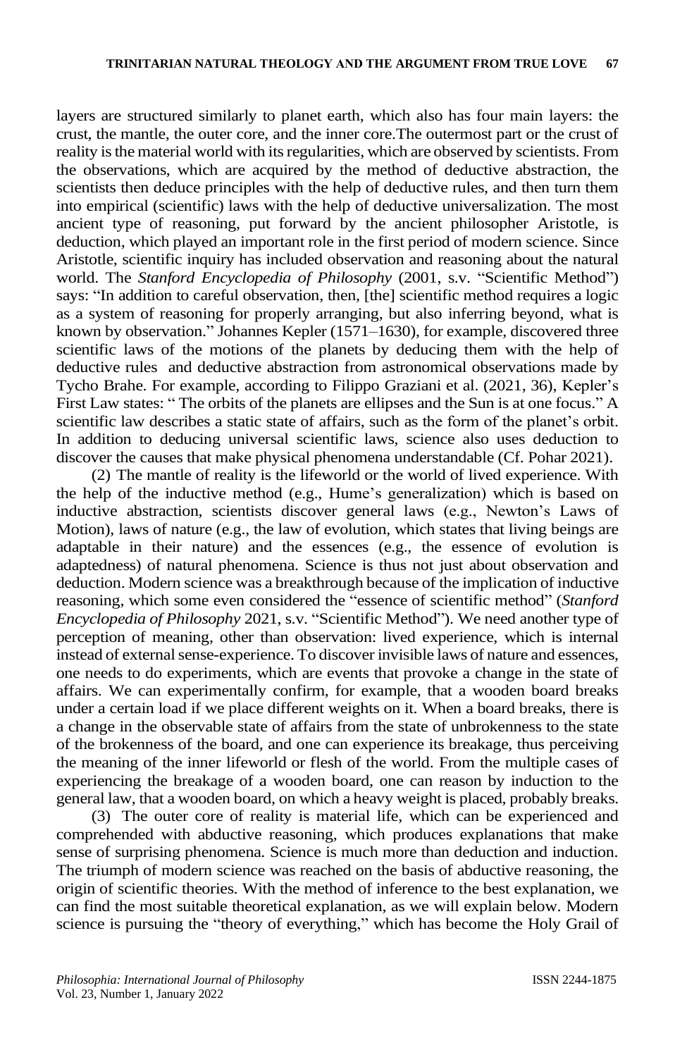layers are structured similarly to planet earth, which also has four main layers: the crust, the mantle, the outer core, and the inner core.The outermost part or the crust of reality is the material world with its regularities, which are observed by scientists. From the observations, which are acquired by the method of deductive abstraction, the scientists then deduce principles with the help of deductive rules, and then turn them into empirical (scientific) laws with the help of deductive universalization. The most ancient type of reasoning, put forward by the ancient philosopher Aristotle, is deduction, which played an important role in the first period of modern science. Since Aristotle, scientific inquiry has included observation and reasoning about the natural world. The *Stanford Encyclopedia of Philosophy* (2001, s.v. "Scientific Method") says: "In addition to careful observation, then, [the] scientific method requires a logic as a system of reasoning for properly arranging, but also inferring beyond, what is known by observation." Johannes Kepler (1571–1630), for example, discovered three scientific laws of the motions of the planets by deducing them with the help of deductive rules and deductive abstraction from astronomical observations made by Tycho Brahe. For example, according to Filippo Graziani et al. (2021, 36), Kepler's First Law states: " The orbits of the planets are ellipses and the Sun is at one focus." A scientific law describes a static state of affairs, such as the form of the planet's orbit. In addition to deducing universal scientific laws, science also uses deduction to discover the causes that make physical phenomena understandable (Cf. Pohar 2021).

(2) The mantle of reality is the lifeworld or the world of lived experience. With the help of the inductive method (e.g., Hume's generalization) which is based on inductive abstraction, scientists discover general laws (e.g., Newton's Laws of Motion), laws of nature (e.g., the law of evolution, which states that living beings are adaptable in their nature) and the essences (e.g., the essence of evolution is adaptedness) of natural phenomena. Science is thus not just about observation and deduction. Modern science was a breakthrough because of the implication of inductive reasoning, which some even considered the "essence of scientific method" (*Stanford Encyclopedia of Philosophy* 2021, s.v. "Scientific Method"). We need another type of perception of meaning, other than observation: lived experience, which is internal instead of external sense-experience. To discover invisible laws of nature and essences, one needs to do experiments, which are events that provoke a change in the state of affairs. We can experimentally confirm, for example, that a wooden board breaks under a certain load if we place different weights on it. When a board breaks, there is a change in the observable state of affairs from the state of unbrokenness to the state of the brokenness of the board, and one can experience its breakage, thus perceiving the meaning of the inner lifeworld or flesh of the world. From the multiple cases of experiencing the breakage of a wooden board, one can reason by induction to the general law, that a wooden board, on which a heavy weight is placed, probably breaks.

(3) The outer core of reality is material life, which can be experienced and comprehended with abductive reasoning, which produces explanations that make sense of surprising phenomena. Science is much more than deduction and induction. The triumph of modern science was reached on the basis of abductive reasoning, the origin of scientific theories. With the method of inference to the best explanation, we can find the most suitable theoretical explanation, as we will explain below. Modern science is pursuing the "theory of everything," which has become the Holy Grail of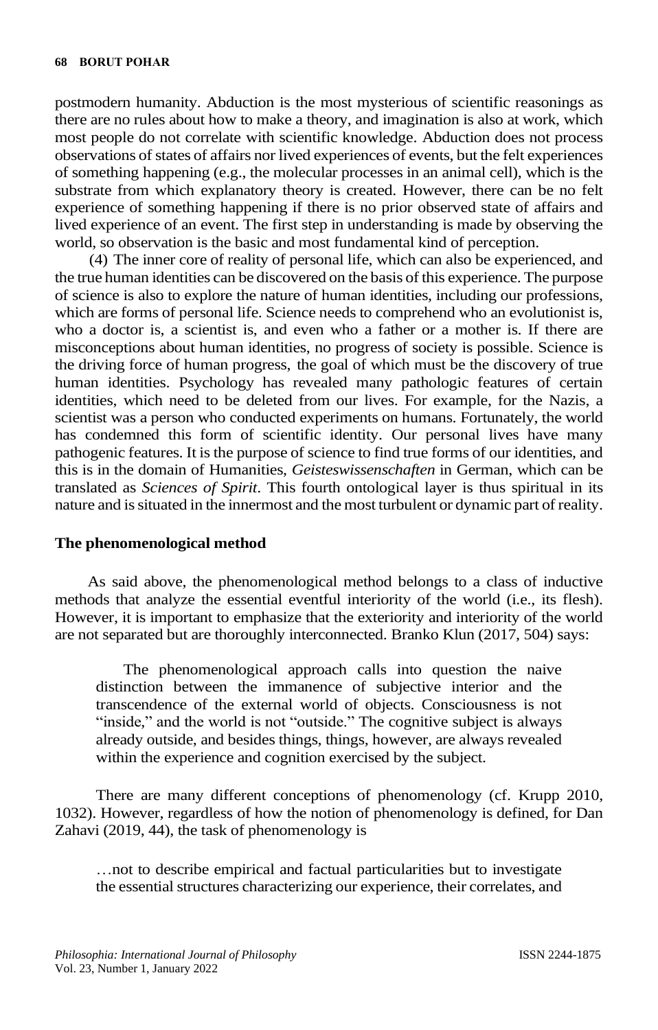postmodern humanity. Abduction is the most mysterious of scientific reasonings as there are no rules about how to make a theory, and imagination is also at work, which most people do not correlate with scientific knowledge. Abduction does not process observations of states of affairs nor lived experiences of events, but the felt experiences of something happening (e.g., the molecular processes in an animal cell), which is the substrate from which explanatory theory is created. However, there can be no felt experience of something happening if there is no prior observed state of affairs and lived experience of an event. The first step in understanding is made by observing the world, so observation is the basic and most fundamental kind of perception.

(4) The inner core of reality of personal life, which can also be experienced, and the true human identities can be discovered on the basis of this experience. The purpose of science is also to explore the nature of human identities, including our professions, which are forms of personal life. Science needs to comprehend who an evolutionist is, who a doctor is, a scientist is, and even who a father or a mother is. If there are misconceptions about human identities, no progress of society is possible. Science is the driving force of human progress, the goal of which must be the discovery of true human identities. Psychology has revealed many pathologic features of certain identities, which need to be deleted from our lives. For example, for the Nazis, a scientist was a person who conducted experiments on humans. Fortunately, the world has condemned this form of scientific identity. Our personal lives have many pathogenic features. It is the purpose of science to find true forms of our identities, and this is in the domain of Humanities, *Geisteswissenschaften* in German, which can be translated as *Sciences of Spirit*. This fourth ontological layer is thus spiritual in its nature and is situated in the innermost and the most turbulent or dynamic part of reality.

## The phenomenological method

As said above, the phenomenological method belongs to a class of inductive methods that analyze the essential eventful interiority of the world (i.e., its flesh). However, it is important to emphasize that the exteriority and interiority of the world are not separated but are thoroughly interconnected. Branko Klun (2017, 504) says:

> The phenomenological approach calls into question the naive distinction between the immanence of subjective interior and the transcendence of the external world of objects. Consciousness is not "inside," and the world is not "outside." The cognitive subject is always already outside, and besides things, things, however, are always revealed within the experience and cognition exercised by the subject.

There are many different conceptions of phenomenology (cf. Krupp 2010, 1032). However, regardless of how the notion of phenomenology is defined, for Dan Zahavi (2019, 44), the task of phenomenology is

> …not to describe empirical and factual particularities but to investigate the essential structures characterizing our experience, their correlates, and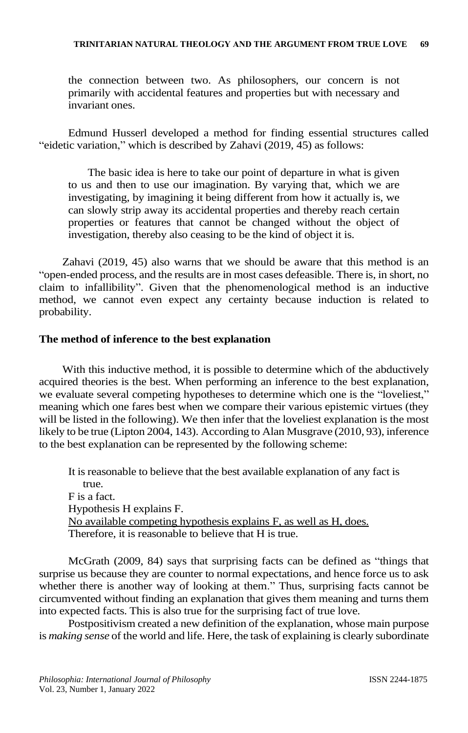the connection between two. As philosophers, our concern is not primarily with accidental features and properties but with necessary and invariant ones.

Edmund Husserl developed a method for finding essential structures called "eidetic variation," which is described by Zahavi (2019, 45) as follows:

> The basic idea is here to take our point of departure in what is given to us and then to use our imagination. By varying that, which we are investigating, by imagining it being different from how it actually is, we can slowly strip away its accidental properties and thereby reach certain properties or features that cannot be changed without the object of investigation, thereby also ceasing to be the kind of object it is.

Zahavi (2019, 45) also warns that we should be aware that this method is an "open-ended process, and the results are in most cases defeasible. There is, in short, no claim to infallibility". Given that the phenomenological method is an inductive method, we cannot even expect any certainty because induction is related to probability.

**The method of inference to the best explanation**

With this inductive method, it is possible to determine which of the abductively acquired theories is the best. When performing an inference to the best explanation, we evaluate several competing hypotheses to determine which one is the "loveliest," meaning which one fares best when we compare their various epistemic virtues (they will be listed in the following). We then infer that the loveliest explanation is the most likely to be true (Lipton 2004, 143). According to Alan Musgrave (2010, 93), inference to the best explanation can be represented by the following scheme:

> It is reasonable to believe that the best available explanation of any fact is true.
> F is a fact.
> Hypothesis H explains F.
> <u>No available competing hypothesis explains F, as well as H, does.</u>
> Therefore, it is reasonable to believe that H is true.

McGrath (2009, 84) says that surprising facts can be defined as "things that surprise us because they are counter to normal expectations, and hence force us to ask whether there is another way of looking at them." Thus, surprising facts cannot be circumvented without finding an explanation that gives them meaning and turns them into expected facts. This is also true for the surprising fact of true love.

Postpositivism created a new definition of the explanation, whose main purpose is *making sense* of the world and life. Here, the task of explaining is clearly subordinate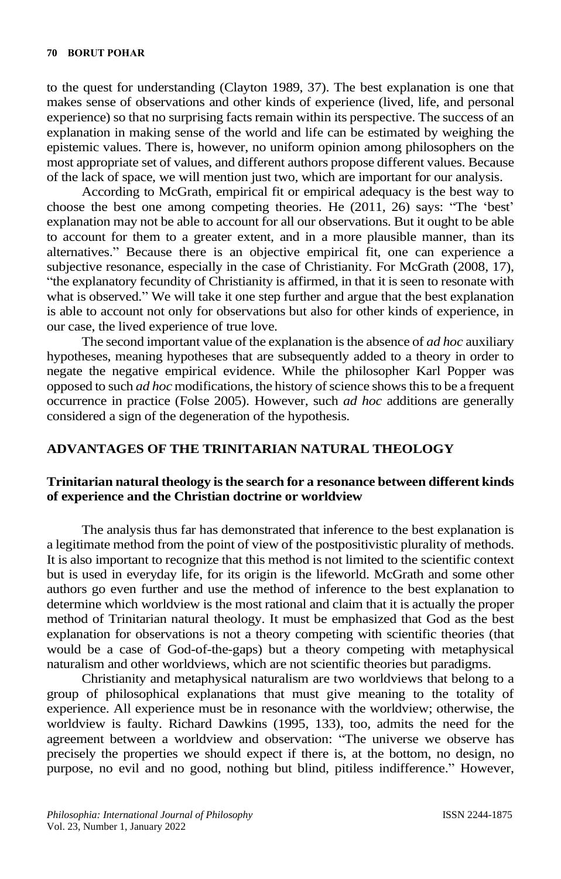to the quest for understanding (Clayton 1989, 37). The best explanation is one that makes sense of observations and other kinds of experience (lived, life, and personal experience) so that no surprising facts remain within its perspective. The success of an explanation in making sense of the world and life can be estimated by weighing the epistemic values. There is, however, no uniform opinion among philosophers on the most appropriate set of values, and different authors propose different values. Because of the lack of space, we will mention just two, which are important for our analysis.

According to McGrath, empirical fit or empirical adequacy is the best way to choose the best one among competing theories. He (2011, 26) says: "The 'best' explanation may not be able to account for all our observations. But it ought to be able to account for them to a greater extent, and in a more plausible manner, than its alternatives." Because there is an objective empirical fit, one can experience a subjective resonance, especially in the case of Christianity. For McGrath (2008, 17), "the explanatory fecundity of Christianity is affirmed, in that it is seen to resonate with what is observed." We will take it one step further and argue that the best explanation is able to account not only for observations but also for other kinds of experience, in our case, the lived experience of true love.

The second important value of the explanation is the absence of *ad hoc* auxiliary hypotheses, meaning hypotheses that are subsequently added to a theory in order to negate the negative empirical evidence. While the philosopher Karl Popper was opposed to such *ad hoc* modifications, the history of science shows this to be a frequent occurrence in practice (Folse 2005). However, such *ad hoc* additions are generally considered a sign of the degeneration of the hypothesis.

## ADVANTAGES OF THE TRINITARIAN NATURAL THEOLOGY

### Trinitarian natural theology is the search for a resonance between different kinds of experience and the Christian doctrine or worldview

The analysis thus far has demonstrated that inference to the best explanation is a legitimate method from the point of view of the postpositivistic plurality of methods. It is also important to recognize that this method is not limited to the scientific context but is used in everyday life, for its origin is the lifeworld. McGrath and some other authors go even further and use the method of inference to the best explanation to determine which worldview is the most rational and claim that it is actually the proper method of Trinitarian natural theology. It must be emphasized that God as the best explanation for observations is not a theory competing with scientific theories (that would be a case of God-of-the-gaps) but a theory competing with metaphysical naturalism and other worldviews, which are not scientific theories but paradigms.

Christianity and metaphysical naturalism are two worldviews that belong to a group of philosophical explanations that must give meaning to the totality of experience. All experience must be in resonance with the worldview; otherwise, the worldview is faulty. Richard Dawkins (1995, 133), too, admits the need for the agreement between a worldview and observation: "The universe we observe has precisely the properties we should expect if there is, at the bottom, no design, no purpose, no evil and no good, nothing but blind, pitiless indifference." However,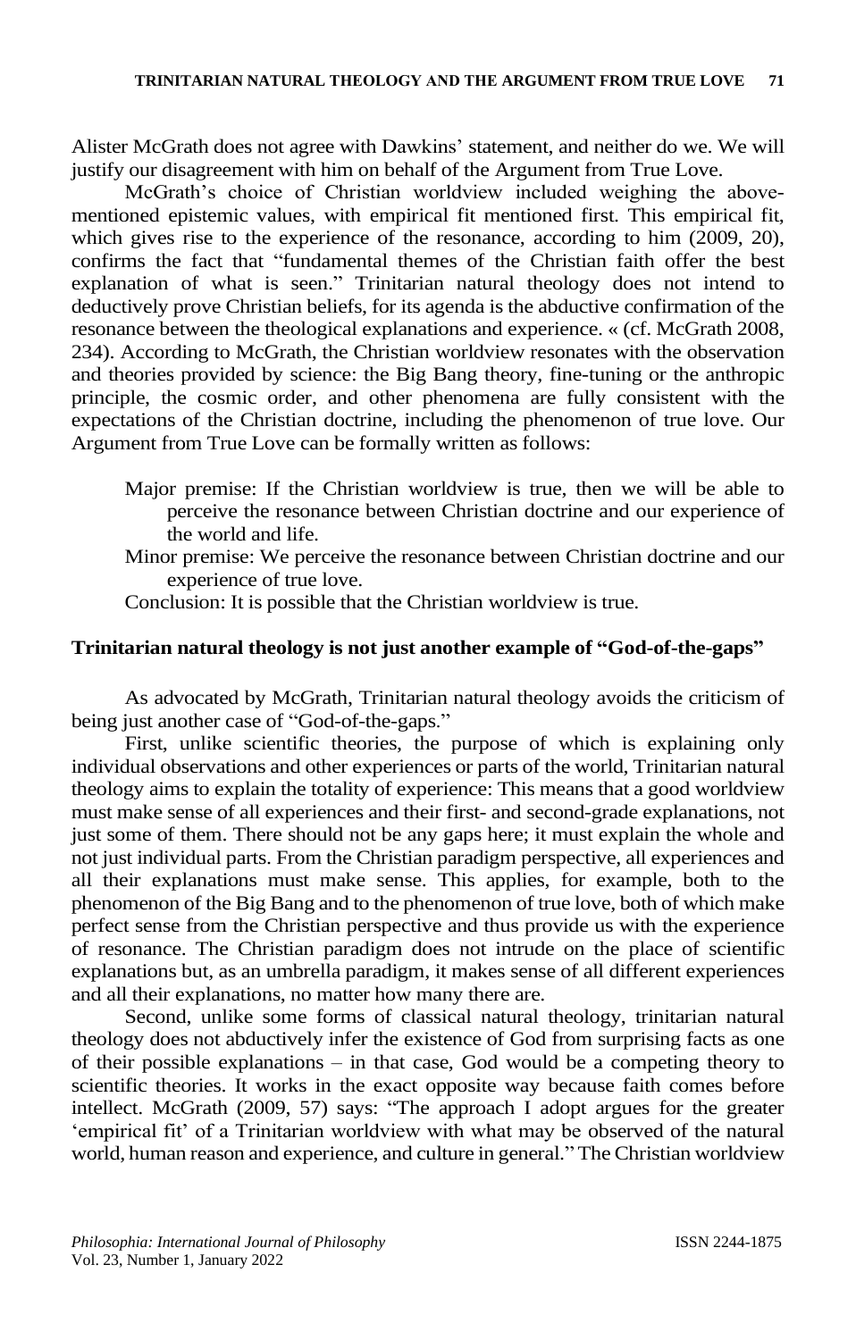Alister McGrath does not agree with Dawkins' statement, and neither do we. We will justify our disagreement with him on behalf of the Argument from True Love.

McGrath's choice of Christian worldview included weighing the above-mentioned epistemic values, with empirical fit mentioned first. This empirical fit, which gives rise to the experience of the resonance, according to him (2009, 20), confirms the fact that "fundamental themes of the Christian faith offer the best explanation of what is seen." Trinitarian natural theology does not intend to deductively prove Christian beliefs, for its agenda is the abductive confirmation of the resonance between the theological explanations and experience. « (cf. McGrath 2008, 234). According to McGrath, the Christian worldview resonates with the observation and theories provided by science: the Big Bang theory, fine-tuning or the anthropic principle, the cosmic order, and other phenomena are fully consistent with the expectations of the Christian doctrine, including the phenomenon of true love. Our Argument from True Love can be formally written as follows:

> Major premise: If the Christian worldview is true, then we will be able to perceive the resonance between Christian doctrine and our experience of the world and life.
>
> Minor premise: We perceive the resonance between Christian doctrine and our experience of true love.
>
> Conclusion: It is possible that the Christian worldview is true.

## Trinitarian natural theology is not just another example of "God-of-the-gaps"

As advocated by McGrath, Trinitarian natural theology avoids the criticism of being just another case of "God-of-the-gaps."

First, unlike scientific theories, the purpose of which is explaining only individual observations and other experiences or parts of the world, Trinitarian natural theology aims to explain the totality of experience: This means that a good worldview must make sense of all experiences and their first- and second-grade explanations, not just some of them. There should not be any gaps here; it must explain the whole and not just individual parts. From the Christian paradigm perspective, all experiences and all their explanations must make sense. This applies, for example, both to the phenomenon of the Big Bang and to the phenomenon of true love, both of which make perfect sense from the Christian perspective and thus provide us with the experience of resonance. The Christian paradigm does not intrude on the place of scientific explanations but, as an umbrella paradigm, it makes sense of all different experiences and all their explanations, no matter how many there are.

Second, unlike some forms of classical natural theology, trinitarian natural theology does not abductively infer the existence of God from surprising facts as one of their possible explanations – in that case, God would be a competing theory to scientific theories. It works in the exact opposite way because faith comes before intellect. McGrath (2009, 57) says: "The approach I adopt argues for the greater 'empirical fit' of a Trinitarian worldview with what may be observed of the natural world, human reason and experience, and culture in general." The Christian worldview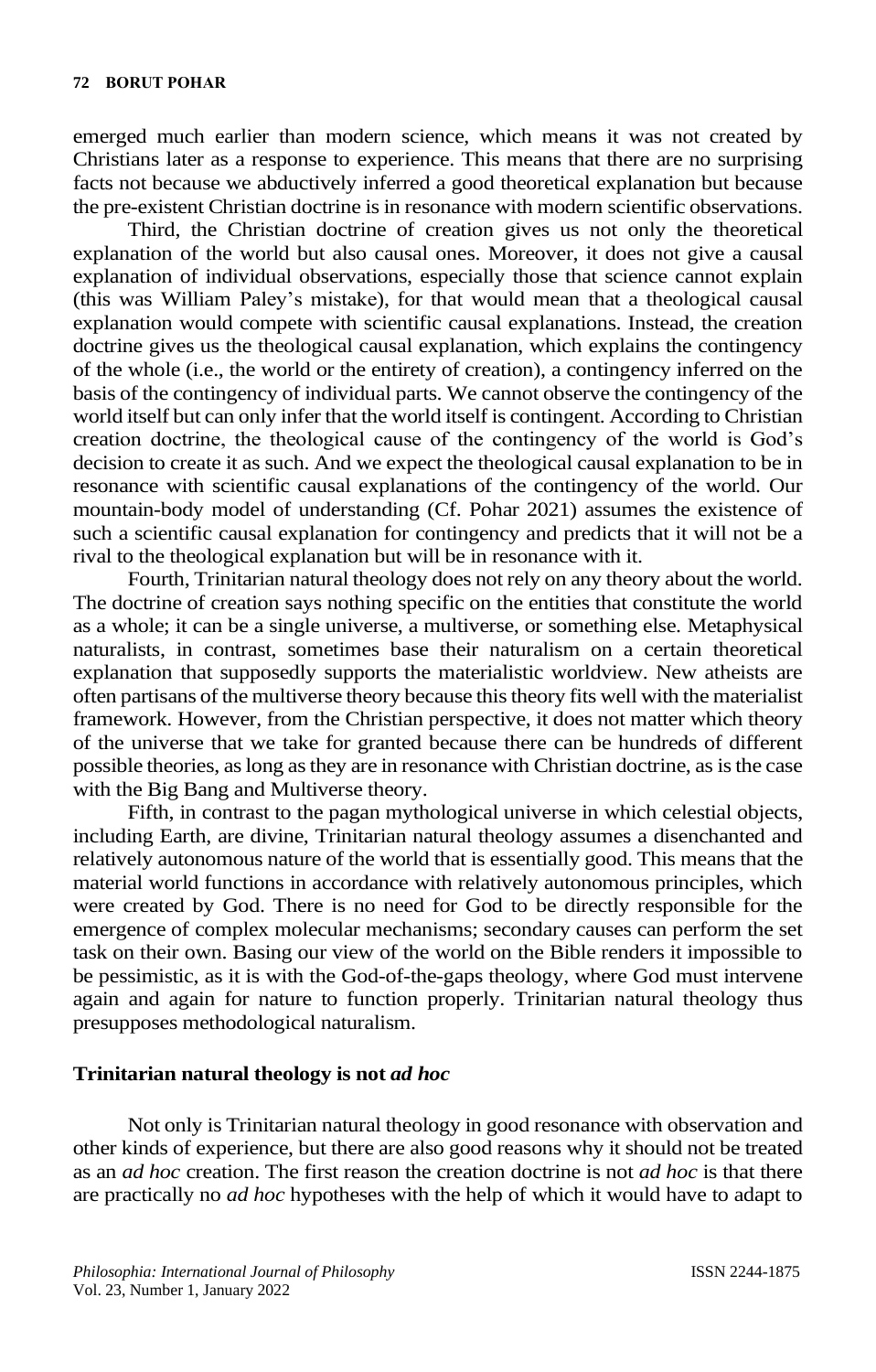emerged much earlier than modern science, which means it was not created by Christians later as a response to experience. This means that there are no surprising facts not because we abductively inferred a good theoretical explanation but because the pre-existent Christian doctrine is in resonance with modern scientific observations.

Third, the Christian doctrine of creation gives us not only the theoretical explanation of the world but also causal ones. Moreover, it does not give a causal explanation of individual observations, especially those that science cannot explain (this was William Paley's mistake), for that would mean that a theological causal explanation would compete with scientific causal explanations. Instead, the creation doctrine gives us the theological causal explanation, which explains the contingency of the whole (i.e., the world or the entirety of creation), a contingency inferred on the basis of the contingency of individual parts. We cannot observe the contingency of the world itself but can only infer that the world itself is contingent. According to Christian creation doctrine, the theological cause of the contingency of the world is God's decision to create it as such. And we expect the theological causal explanation to be in resonance with scientific causal explanations of the contingency of the world. Our mountain-body model of understanding (Cf. Pohar 2021) assumes the existence of such a scientific causal explanation for contingency and predicts that it will not be a rival to the theological explanation but will be in resonance with it.

Fourth, Trinitarian natural theology does not rely on any theory about the world. The doctrine of creation says nothing specific on the entities that constitute the world as a whole; it can be a single universe, a multiverse, or something else. Metaphysical naturalists, in contrast, sometimes base their naturalism on a certain theoretical explanation that supposedly supports the materialistic worldview. New atheists are often partisans of the multiverse theory because this theory fits well with the materialist framework. However, from the Christian perspective, it does not matter which theory of the universe that we take for granted because there can be hundreds of different possible theories, as long as they are in resonance with Christian doctrine, as is the case with the Big Bang and Multiverse theory.

Fifth, in contrast to the pagan mythological universe in which celestial objects, including Earth, are divine, Trinitarian natural theology assumes a disenchanted and relatively autonomous nature of the world that is essentially good. This means that the material world functions in accordance with relatively autonomous principles, which were created by God. There is no need for God to be directly responsible for the emergence of complex molecular mechanisms; secondary causes can perform the set task on their own. Basing our view of the world on the Bible renders it impossible to be pessimistic, as it is with the God-of-the-gaps theology, where God must intervene again and again for nature to function properly. Trinitarian natural theology thus presupposes methodological naturalism.

## Trinitarian natural theology is not *ad hoc*

Not only is Trinitarian natural theology in good resonance with observation and other kinds of experience, but there are also good reasons why it should not be treated as an *ad hoc* creation. The first reason the creation doctrine is not *ad hoc* is that there are practically no *ad hoc* hypotheses with the help of which it would have to adapt to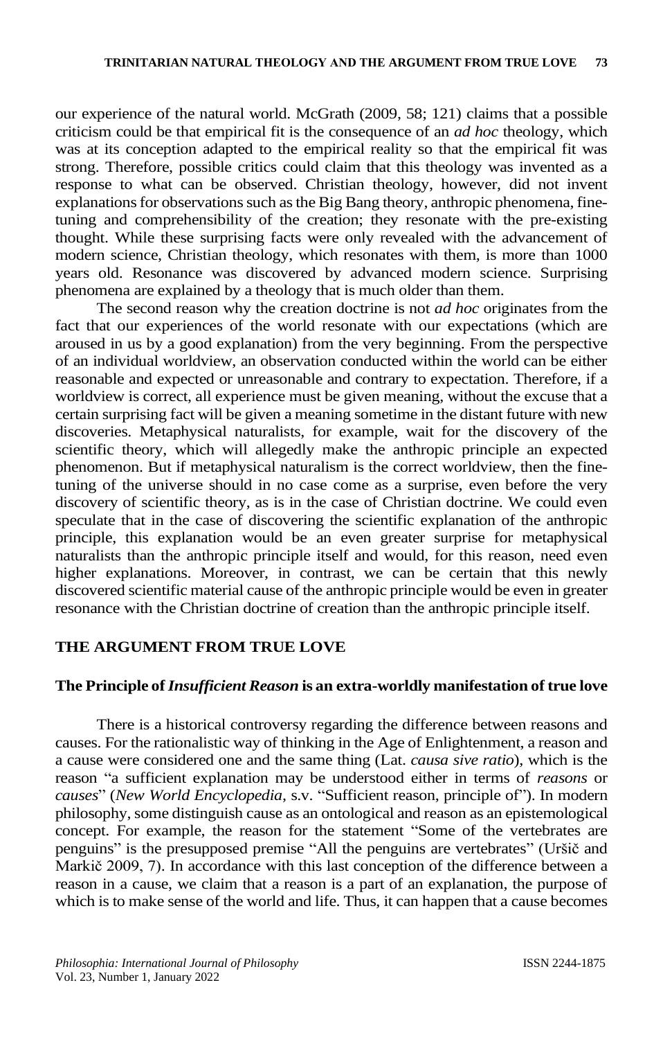our experience of the natural world. McGrath (2009, 58; 121) claims that a possible criticism could be that empirical fit is the consequence of an *ad hoc* theology, which was at its conception adapted to the empirical reality so that the empirical fit was strong. Therefore, possible critics could claim that this theology was invented as a response to what can be observed. Christian theology, however, did not invent explanations for observations such as the Big Bang theory, anthropic phenomena, fine-tuning and comprehensibility of the creation; they resonate with the pre-existing thought. While these surprising facts were only revealed with the advancement of modern science, Christian theology, which resonates with them, is more than 1000 years old. Resonance was discovered by advanced modern science. Surprising phenomena are explained by a theology that is much older than them.

The second reason why the creation doctrine is not *ad hoc* originates from the fact that our experiences of the world resonate with our expectations (which are aroused in us by a good explanation) from the very beginning. From the perspective of an individual worldview, an observation conducted within the world can be either reasonable and expected or unreasonable and contrary to expectation. Therefore, if a worldview is correct, all experience must be given meaning, without the excuse that a certain surprising fact will be given a meaning sometime in the distant future with new discoveries. Metaphysical naturalists, for example, wait for the discovery of the scientific theory, which will allegedly make the anthropic principle an expected phenomenon. But if metaphysical naturalism is the correct worldview, then the fine-tuning of the universe should in no case come as a surprise, even before the very discovery of scientific theory, as is in the case of Christian doctrine. We could even speculate that in the case of discovering the scientific explanation of the anthropic principle, this explanation would be an even greater surprise for metaphysical naturalists than the anthropic principle itself and would, for this reason, need even higher explanations. Moreover, in contrast, we can be certain that this newly discovered scientific material cause of the anthropic principle would be even in greater resonance with the Christian doctrine of creation than the anthropic principle itself.

## THE ARGUMENT FROM TRUE LOVE

### The Principle of *Insufficient Reason* is an extra-worldly manifestation of true love

There is a historical controversy regarding the difference between reasons and causes. For the rationalistic way of thinking in the Age of Enlightenment, a reason and a cause were considered one and the same thing (Lat. *causa sive ratio*), which is the reason "a sufficient explanation may be understood either in terms of *reasons* or *causes*" (*New World Encyclopedia*, s.v. "Sufficient reason, principle of"). In modern philosophy, some distinguish cause as an ontological and reason as an epistemological concept. For example, the reason for the statement "Some of the vertebrates are penguins" is the presupposed premise "All the penguins are vertebrates" (Uršič and Markič 2009, 7). In accordance with this last conception of the difference between a reason in a cause, we claim that a reason is a part of an explanation, the purpose of which is to make sense of the world and life. Thus, it can happen that a cause becomes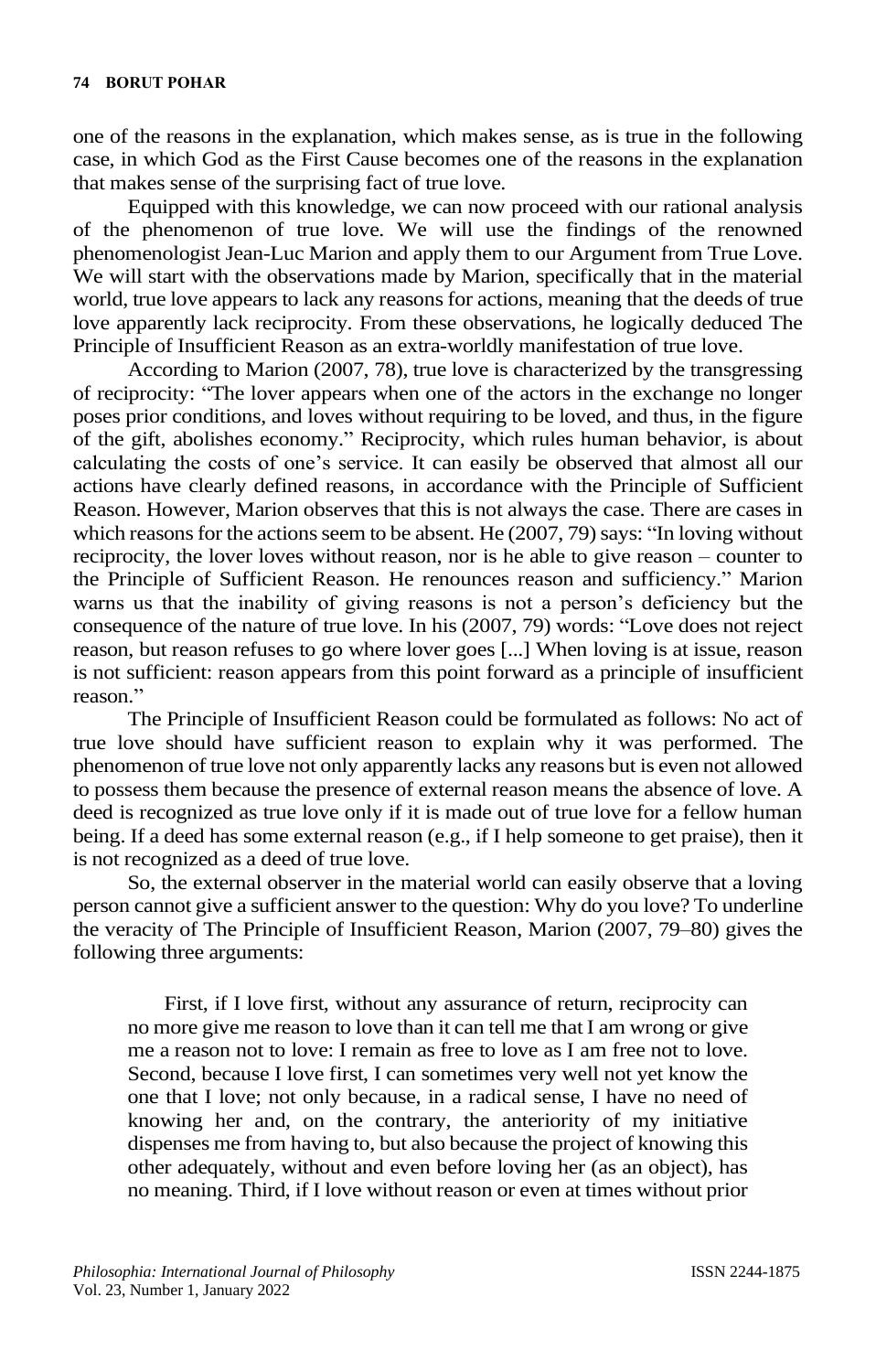one of the reasons in the explanation, which makes sense, as is true in the following case, in which God as the First Cause becomes one of the reasons in the explanation that makes sense of the surprising fact of true love.

Equipped with this knowledge, we can now proceed with our rational analysis of the phenomenon of true love. We will use the findings of the renowned phenomenologist Jean-Luc Marion and apply them to our Argument from True Love. We will start with the observations made by Marion, specifically that in the material world, true love appears to lack any reasons for actions, meaning that the deeds of true love apparently lack reciprocity. From these observations, he logically deduced The Principle of Insufficient Reason as an extra-worldly manifestation of true love.

According to Marion (2007, 78), true love is characterized by the transgressing of reciprocity: "The lover appears when one of the actors in the exchange no longer poses prior conditions, and loves without requiring to be loved, and thus, in the figure of the gift, abolishes economy." Reciprocity, which rules human behavior, is about calculating the costs of one's service. It can easily be observed that almost all our actions have clearly defined reasons, in accordance with the Principle of Sufficient Reason. However, Marion observes that this is not always the case. There are cases in which reasons for the actions seem to be absent. He (2007, 79) says: "In loving without reciprocity, the lover loves without reason, nor is he able to give reason – counter to the Principle of Sufficient Reason. He renounces reason and sufficiency." Marion warns us that the inability of giving reasons is not a person's deficiency but the consequence of the nature of true love. In his (2007, 79) words: "Love does not reject reason, but reason refuses to go where lover goes [...] When loving is at issue, reason is not sufficient: reason appears from this point forward as a principle of insufficient reason."

The Principle of Insufficient Reason could be formulated as follows: No act of true love should have sufficient reason to explain why it was performed. The phenomenon of true love not only apparently lacks any reasons but is even not allowed to possess them because the presence of external reason means the absence of love. A deed is recognized as true love only if it is made out of true love for a fellow human being. If a deed has some external reason (e.g., if I help someone to get praise), then it is not recognized as a deed of true love.

So, the external observer in the material world can easily observe that a loving person cannot give a sufficient answer to the question: Why do you love? To underline the veracity of The Principle of Insufficient Reason, Marion (2007, 79–80) gives the following three arguments:

> First, if I love first, without any assurance of return, reciprocity can no more give me reason to love than it can tell me that I am wrong or give me a reason not to love: I remain as free to love as I am free not to love. Second, because I love first, I can sometimes very well not yet know the one that I love; not only because, in a radical sense, I have no need of knowing her and, on the contrary, the anteriority of my initiative dispenses me from having to, but also because the project of knowing this other adequately, without and even before loving her (as an object), has no meaning. Third, if I love without reason or even at times without prior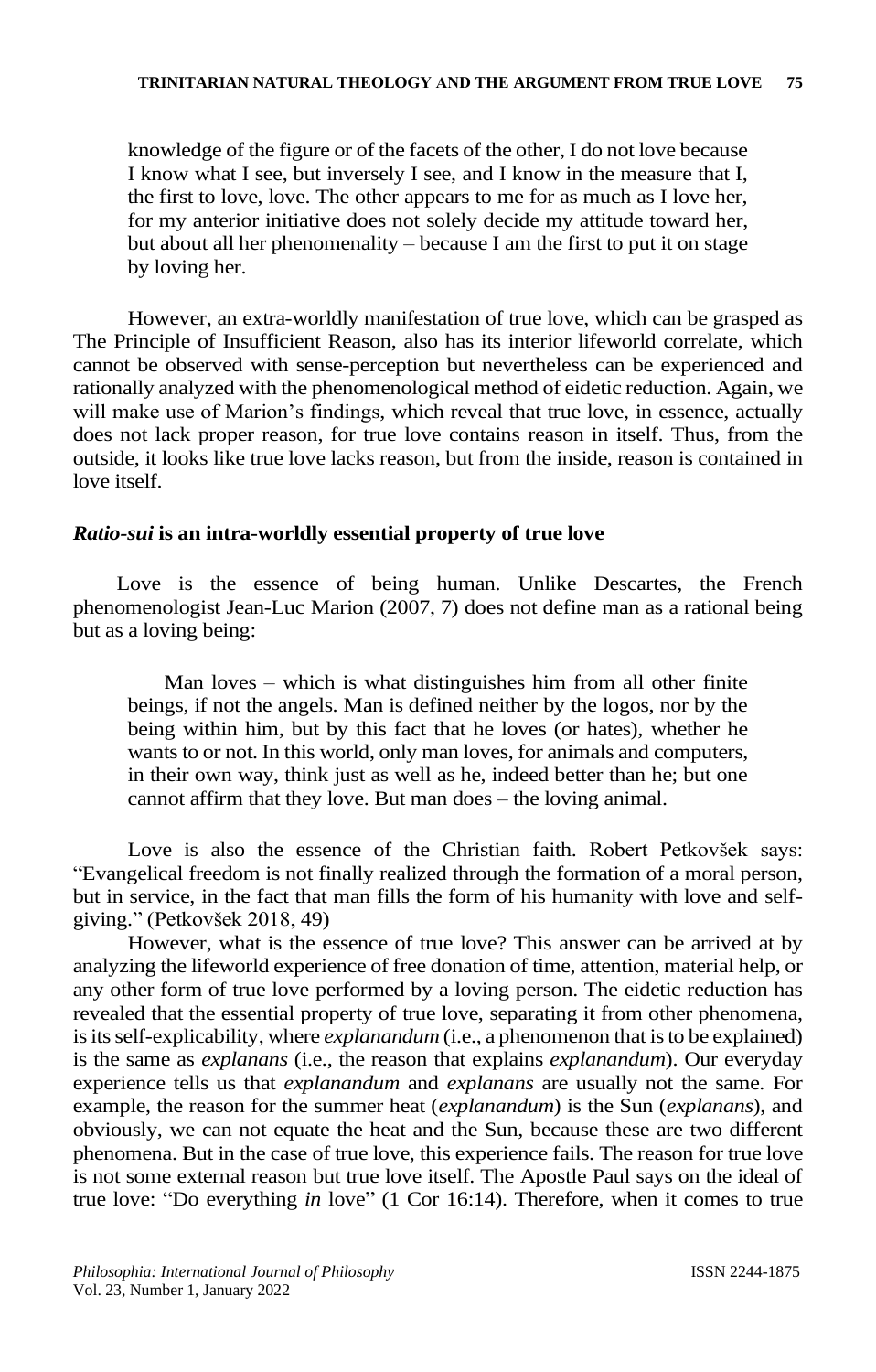knowledge of the figure or of the facets of the other, I do not love because I know what I see, but inversely I see, and I know in the measure that I, the first to love, love. The other appears to me for as much as I love her, for my anterior initiative does not solely decide my attitude toward her, but about all her phenomenality – because I am the first to put it on stage by loving her.

However, an extra-worldly manifestation of true love, which can be grasped as The Principle of Insufficient Reason, also has its interior lifeworld correlate, which cannot be observed with sense-perception but nevertheless can be experienced and rationally analyzed with the phenomenological method of eidetic reduction. Again, we will make use of Marion's findings, which reveal that true love, in essence, actually does not lack proper reason, for true love contains reason in itself. Thus, from the outside, it looks like true love lacks reason, but from the inside, reason is contained in love itself.

### ***Ratio-sui* is an intra-worldly essential property of true love**

Love is the essence of being human. Unlike Descartes, the French phenomenologist Jean-Luc Marion (2007, 7) does not define man as a rational being but as a loving being:

> Man loves – which is what distinguishes him from all other finite beings, if not the angels. Man is defined neither by the logos, nor by the being within him, but by this fact that he loves (or hates), whether he wants to or not. In this world, only man loves, for animals and computers, in their own way, think just as well as he, indeed better than he; but one cannot affirm that they love. But man does – the loving animal.

Love is also the essence of the Christian faith. Robert Petkovšek says: "Evangelical freedom is not finally realized through the formation of a moral person, but in service, in the fact that man fills the form of his humanity with love and self-giving." (Petkovšek 2018, 49)

However, what is the essence of true love? This answer can be arrived at by analyzing the lifeworld experience of free donation of time, attention, material help, or any other form of true love performed by a loving person. The eidetic reduction has revealed that the essential property of true love, separating it from other phenomena, is its self-explicability, where *explanandum* (i.e., a phenomenon that is to be explained) is the same as *explanans* (i.e., the reason that explains *explanandum*). Our everyday experience tells us that *explanandum* and *explanans* are usually not the same. For example, the reason for the summer heat (*explanandum*) is the Sun (*explanans*), and obviously, we can not equate the heat and the Sun, because these are two different phenomena. But in the case of true love, this experience fails. The reason for true love is not some external reason but true love itself. The Apostle Paul says on the ideal of true love: "Do everything *in* love" (1 Cor 16:14). Therefore, when it comes to true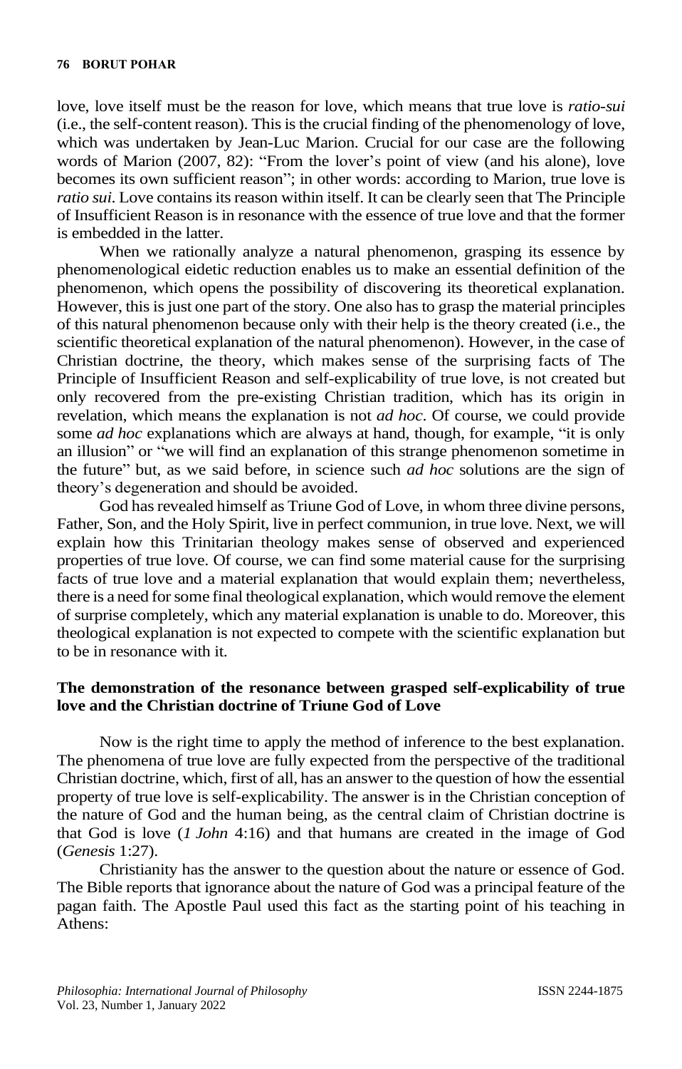love, love itself must be the reason for love, which means that true love is *ratio-sui* (i.e., the self-content reason). This is the crucial finding of the phenomenology of love, which was undertaken by Jean-Luc Marion. Crucial for our case are the following words of Marion (2007, 82): "From the lover's point of view (and his alone), love becomes its own sufficient reason"; in other words: according to Marion, true love is *ratio sui*. Love contains its reason within itself. It can be clearly seen that The Principle of Insufficient Reason is in resonance with the essence of true love and that the former is embedded in the latter.

When we rationally analyze a natural phenomenon, grasping its essence by phenomenological eidetic reduction enables us to make an essential definition of the phenomenon, which opens the possibility of discovering its theoretical explanation. However, this is just one part of the story. One also has to grasp the material principles of this natural phenomenon because only with their help is the theory created (i.e., the scientific theoretical explanation of the natural phenomenon). However, in the case of Christian doctrine, the theory, which makes sense of the surprising facts of The Principle of Insufficient Reason and self-explicability of true love, is not created but only recovered from the pre-existing Christian tradition, which has its origin in revelation, which means the explanation is not *ad hoc*. Of course, we could provide some *ad hoc* explanations which are always at hand, though, for example, "it is only an illusion" or "we will find an explanation of this strange phenomenon sometime in the future" but, as we said before, in science such *ad hoc* solutions are the sign of theory's degeneration and should be avoided.

God has revealed himself as Triune God of Love, in whom three divine persons, Father, Son, and the Holy Spirit, live in perfect communion, in true love. Next, we will explain how this Trinitarian theology makes sense of observed and experienced properties of true love. Of course, we can find some material cause for the surprising facts of true love and a material explanation that would explain them; nevertheless, there is a need for some final theological explanation, which would remove the element of surprise completely, which any material explanation is unable to do. Moreover, this theological explanation is not expected to compete with the scientific explanation but to be in resonance with it.

## The demonstration of the resonance between grasped self-explicability of true love and the Christian doctrine of Triune God of Love

Now is the right time to apply the method of inference to the best explanation. The phenomena of true love are fully expected from the perspective of the traditional Christian doctrine, which, first of all, has an answer to the question of how the essential property of true love is self-explicability. The answer is in the Christian conception of the nature of God and the human being, as the central claim of Christian doctrine is that God is love (*1 John* 4:16) and that humans are created in the image of God (*Genesis* 1:27).

Christianity has the answer to the question about the nature or essence of God. The Bible reports that ignorance about the nature of God was a principal feature of the pagan faith. The Apostle Paul used this fact as the starting point of his teaching in Athens: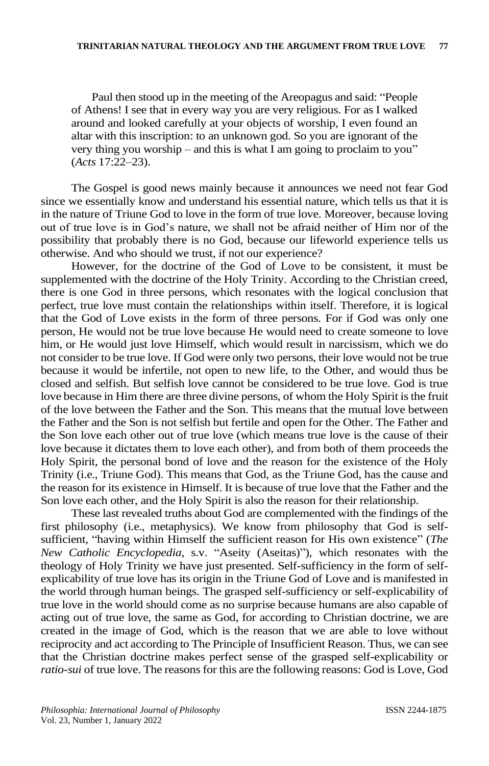> Paul then stood up in the meeting of the Areopagus and said: "People of Athens! I see that in every way you are very religious. For as I walked around and looked carefully at your objects of worship, I even found an altar with this inscription: to an unknown god. So you are ignorant of the very thing you worship – and this is what I am going to proclaim to you" (*Acts* 17:22–23).

The Gospel is good news mainly because it announces we need not fear God since we essentially know and understand his essential nature, which tells us that it is in the nature of Triune God to love in the form of true love. Moreover, because loving out of true love is in God's nature, we shall not be afraid neither of Him nor of the possibility that probably there is no God, because our lifeworld experience tells us otherwise. And who should we trust, if not our experience?

However, for the doctrine of the God of Love to be consistent, it must be supplemented with the doctrine of the Holy Trinity. According to the Christian creed, there is one God in three persons, which resonates with the logical conclusion that perfect, true love must contain the relationships within itself. Therefore, it is logical that the God of Love exists in the form of three persons. For if God was only one person, He would not be true love because He would need to create someone to love him, or He would just love Himself, which would result in narcissism, which we do not consider to be true love. If God were only two persons, their love would not be true because it would be infertile, not open to new life, to the Other, and would thus be closed and selfish. But selfish love cannot be considered to be true love. God is true love because in Him there are three divine persons, of whom the Holy Spirit is the fruit of the love between the Father and the Son. This means that the mutual love between the Father and the Son is not selfish but fertile and open for the Other. The Father and the Son love each other out of true love (which means true love is the cause of their love because it dictates them to love each other), and from both of them proceeds the Holy Spirit, the personal bond of love and the reason for the existence of the Holy Trinity (i.e., Triune God). This means that God, as the Triune God, has the cause and the reason for its existence in Himself. It is because of true love that the Father and the Son love each other, and the Holy Spirit is also the reason for their relationship.

These last revealed truths about God are complemented with the findings of the first philosophy (i.e., metaphysics). We know from philosophy that God is self-sufficient, "having within Himself the sufficient reason for His own existence" (*The New Catholic Encyclopedia*, s.v. "Aseity (Aseitas)"), which resonates with the theology of Holy Trinity we have just presented. Self-sufficiency in the form of self-explicability of true love has its origin in the Triune God of Love and is manifested in the world through human beings. The grasped self-sufficiency or self-explicability of true love in the world should come as no surprise because humans are also capable of acting out of true love, the same as God, for according to Christian doctrine, we are created in the image of God, which is the reason that we are able to love without reciprocity and act according to The Principle of Insufficient Reason. Thus, we can see that the Christian doctrine makes perfect sense of the grasped self-explicability or *ratio-sui* of true love. The reasons for this are the following reasons: God is Love, God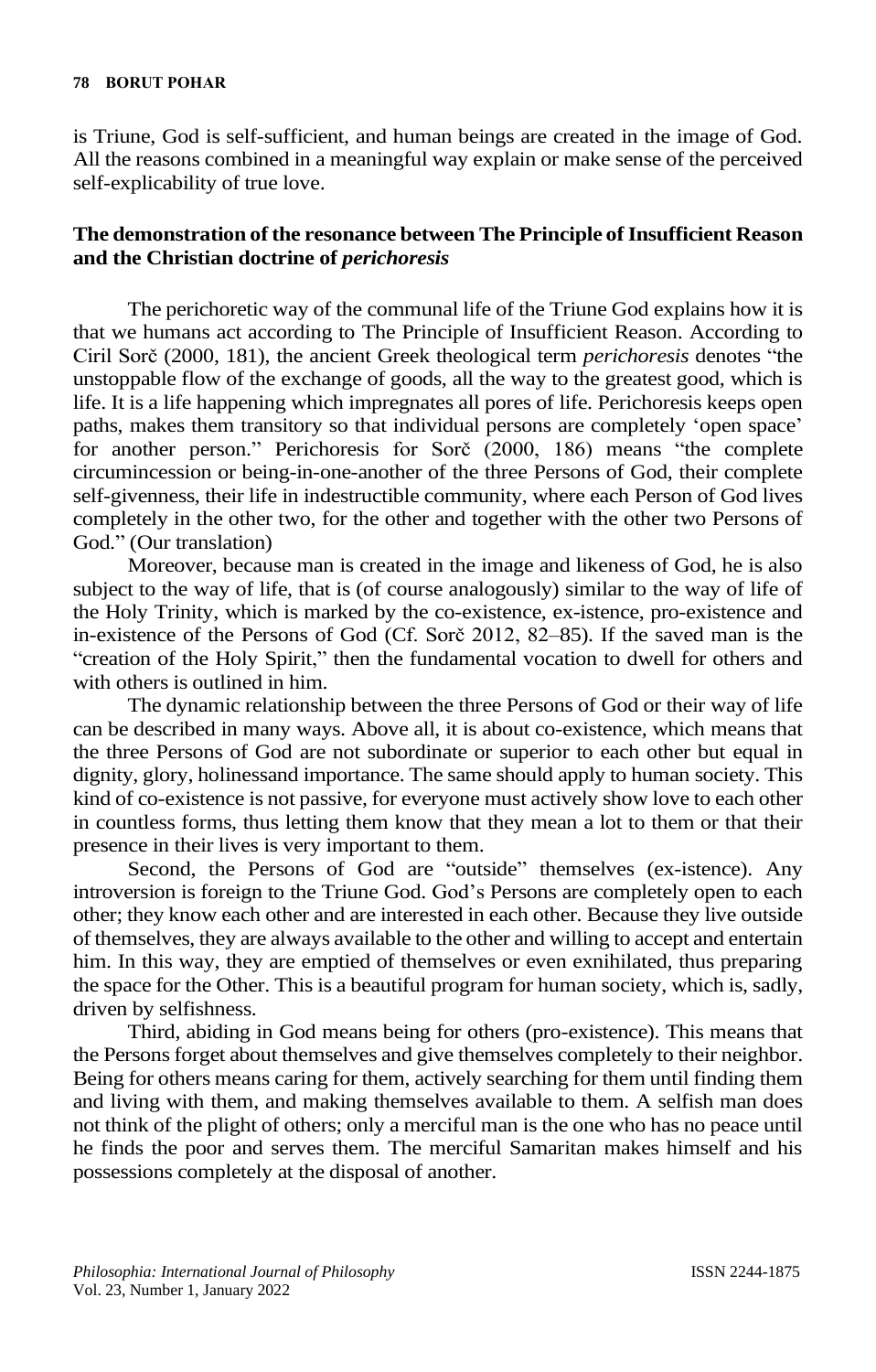is Triune, God is self-sufficient, and human beings are created in the image of God. All the reasons combined in a meaningful way explain or make sense of the perceived self-explicability of true love.

## The demonstration of the resonance between The Principle of Insufficient Reason and the Christian doctrine of *perichoresis*

The perichoretic way of the communal life of the Triune God explains how it is that we humans act according to The Principle of Insufficient Reason. According to Ciril Sorč (2000, 181), the ancient Greek theological term *perichoresis* denotes "the unstoppable flow of the exchange of goods, all the way to the greatest good, which is life. It is a life happening which impregnates all pores of life. Perichoresis keeps open paths, makes them transitory so that individual persons are completely 'open space' for another person." Perichoresis for Sorč (2000, 186) means "the complete circumincession or being-in-one-another of the three Persons of God, their complete self-givenness, their life in indestructible community, where each Person of God lives completely in the other two, for the other and together with the other two Persons of God." (Our translation)

Moreover, because man is created in the image and likeness of God, he is also subject to the way of life, that is (of course analogously) similar to the way of life of the Holy Trinity, which is marked by the co-existence, ex-istence, pro-existence and in-existence of the Persons of God (Cf. Sorč 2012, 82–85). If the saved man is the "creation of the Holy Spirit," then the fundamental vocation to dwell for others and with others is outlined in him.

The dynamic relationship between the three Persons of God or their way of life can be described in many ways. Above all, it is about co-existence, which means that the three Persons of God are not subordinate or superior to each other but equal in dignity, glory, holinessand importance. The same should apply to human society. This kind of co-existence is not passive, for everyone must actively show love to each other in countless forms, thus letting them know that they mean a lot to them or that their presence in their lives is very important to them.

Second, the Persons of God are "outside" themselves (ex-istence). Any introversion is foreign to the Triune God. God's Persons are completely open to each other; they know each other and are interested in each other. Because they live outside of themselves, they are always available to the other and willing to accept and entertain him. In this way, they are emptied of themselves or even exnihilated, thus preparing the space for the Other. This is a beautiful program for human society, which is, sadly, driven by selfishness.

Third, abiding in God means being for others (pro-existence). This means that the Persons forget about themselves and give themselves completely to their neighbor. Being for others means caring for them, actively searching for them until finding them and living with them, and making themselves available to them. A selfish man does not think of the plight of others; only a merciful man is the one who has no peace until he finds the poor and serves them. The merciful Samaritan makes himself and his possessions completely at the disposal of another.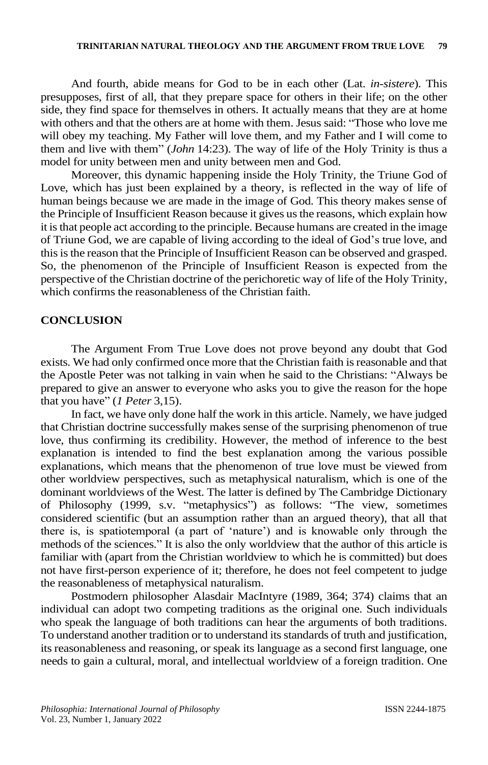And fourth, abide means for God to be in each other (Lat. *in-sistere*). This presupposes, first of all, that they prepare space for others in their life; on the other side, they find space for themselves in others. It actually means that they are at home with others and that the others are at home with them. Jesus said: "Those who love me will obey my teaching. My Father will love them, and my Father and I will come to them and live with them" (*John* 14:23). The way of life of the Holy Trinity is thus a model for unity between men and unity between men and God.

Moreover, this dynamic happening inside the Holy Trinity, the Triune God of Love, which has just been explained by a theory, is reflected in the way of life of human beings because we are made in the image of God. This theory makes sense of the Principle of Insufficient Reason because it gives us the reasons, which explain how it is that people act according to the principle. Because humans are created in the image of Triune God, we are capable of living according to the ideal of God's true love, and this is the reason that the Principle of Insufficient Reason can be observed and grasped. So, the phenomenon of the Principle of Insufficient Reason is expected from the perspective of the Christian doctrine of the perichoretic way of life of the Holy Trinity, which confirms the reasonableness of the Christian faith.

## CONCLUSION

The Argument From True Love does not prove beyond any doubt that God exists. We had only confirmed once more that the Christian faith is reasonable and that the Apostle Peter was not talking in vain when he said to the Christians: "Always be prepared to give an answer to everyone who asks you to give the reason for the hope that you have" (*1 Peter* 3,15).

In fact, we have only done half the work in this article. Namely, we have judged that Christian doctrine successfully makes sense of the surprising phenomenon of true love, thus confirming its credibility. However, the method of inference to the best explanation is intended to find the best explanation among the various possible explanations, which means that the phenomenon of true love must be viewed from other worldview perspectives, such as metaphysical naturalism, which is one of the dominant worldviews of the West. The latter is defined by The Cambridge Dictionary of Philosophy (1999, s.v. "metaphysics") as follows: "The view, sometimes considered scientific (but an assumption rather than an argued theory), that all that there is, is spatiotemporal (a part of 'nature') and is knowable only through the methods of the sciences." It is also the only worldview that the author of this article is familiar with (apart from the Christian worldview to which he is committed) but does not have first-person experience of it; therefore, he does not feel competent to judge the reasonableness of metaphysical naturalism.

Postmodern philosopher Alasdair MacIntyre (1989, 364; 374) claims that an individual can adopt two competing traditions as the original one. Such individuals who speak the language of both traditions can hear the arguments of both traditions. To understand another tradition or to understand its standards of truth and justification, its reasonableness and reasoning, or speak its language as a second first language, one needs to gain a cultural, moral, and intellectual worldview of a foreign tradition. One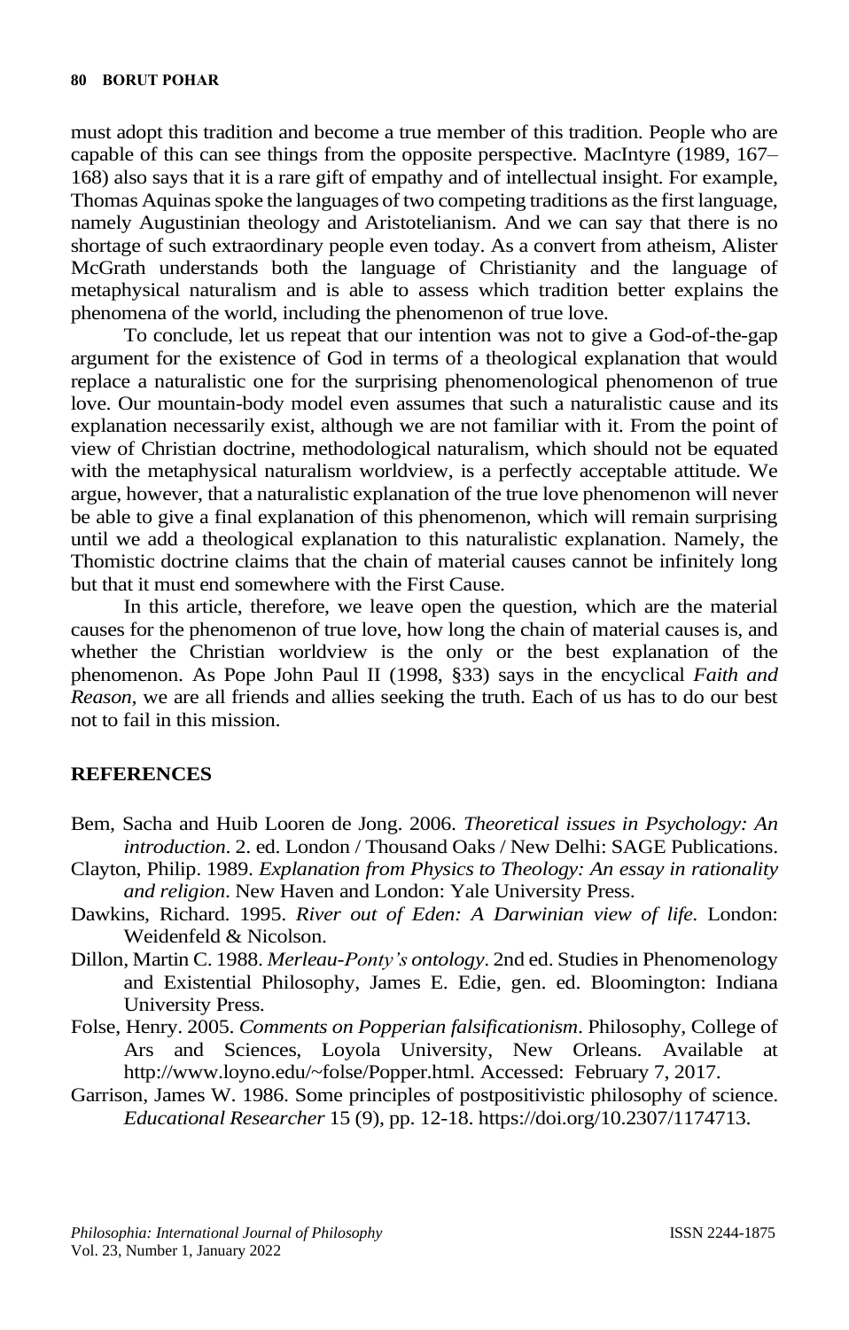must adopt this tradition and become a true member of this tradition. People who are capable of this can see things from the opposite perspective. MacIntyre (1989, 167–168) also says that it is a rare gift of empathy and of intellectual insight. For example, Thomas Aquinas spoke the languages of two competing traditions as the first language, namely Augustinian theology and Aristotelianism. And we can say that there is no shortage of such extraordinary people even today. As a convert from atheism, Alister McGrath understands both the language of Christianity and the language of metaphysical naturalism and is able to assess which tradition better explains the phenomena of the world, including the phenomenon of true love.

To conclude, let us repeat that our intention was not to give a God-of-the-gap argument for the existence of God in terms of a theological explanation that would replace a naturalistic one for the surprising phenomenological phenomenon of true love. Our mountain-body model even assumes that such a naturalistic cause and its explanation necessarily exist, although we are not familiar with it. From the point of view of Christian doctrine, methodological naturalism, which should not be equated with the metaphysical naturalism worldview, is a perfectly acceptable attitude. We argue, however, that a naturalistic explanation of the true love phenomenon will never be able to give a final explanation of this phenomenon, which will remain surprising until we add a theological explanation to this naturalistic explanation. Namely, the Thomistic doctrine claims that the chain of material causes cannot be infinitely long but that it must end somewhere with the First Cause.

In this article, therefore, we leave open the question, which are the material causes for the phenomenon of true love, how long the chain of material causes is, and whether the Christian worldview is the only or the best explanation of the phenomenon. As Pope John Paul II (1998, §33) says in the encyclical *Faith and Reason*, we are all friends and allies seeking the truth. Each of us has to do our best not to fail in this mission.

## REFERENCES

Bem, Sacha and Huib Looren de Jong. 2006. *Theoretical issues in Psychology: An introduction*. 2. ed. London / Thousand Oaks / New Delhi: SAGE Publications.

Clayton, Philip. 1989. *Explanation from Physics to Theology: An essay in rationality and religion*. New Haven and London: Yale University Press.

Dawkins, Richard. 1995. *River out of Eden: A Darwinian view of life*. London: Weidenfeld & Nicolson.

Dillon, Martin C. 1988. *Merleau-Ponty's ontology*. 2nd ed. Studies in Phenomenology and Existential Philosophy, James E. Edie, gen. ed. Bloomington: Indiana University Press.

Folse, Henry. 2005. *Comments on Popperian falsificationism*. Philosophy, College of Ars and Sciences, Loyola University, New Orleans. Available at http://www.loyno.edu/~folse/Popper.html. Accessed: February 7, 2017.

Garrison, James W. 1986. Some principles of postpositivistic philosophy of science. *Educational Researcher* 15 (9), pp. 12-18. https://doi.org/10.2307/1174713.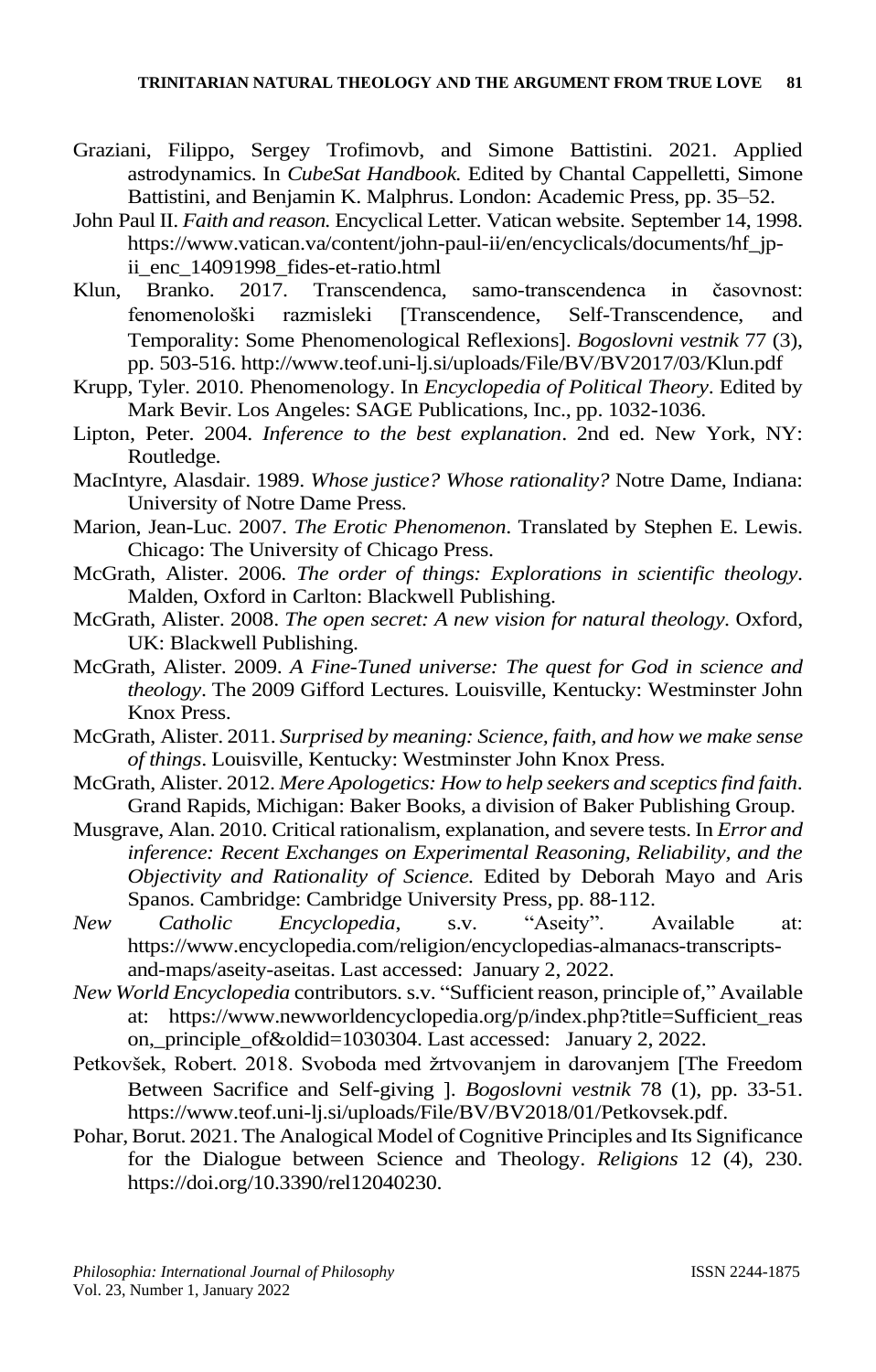Graziani, Filippo, Sergey Trofimovb, and Simone Battistini. 2021. Applied astrodynamics. In *CubeSat Handbook.* Edited by Chantal Cappelletti, Simone Battistini, and Benjamin K. Malphrus. London: Academic Press, pp. 35–52.

John Paul II. *Faith and reason.* Encyclical Letter. Vatican website. September 14, 1998. https://www.vatican.va/content/john-paul-ii/en/encyclicals/documents/hf_jp-ii_enc_14091998_fides-et-ratio.html

Klun, Branko. 2017. Transcendenca, samo-transcendenca in časovnost: fenomenološki razmisleki [Transcendence, Self-Transcendence, and Temporality: Some Phenomenological Reflexions]. *Bogoslovni vestnik* 77 (3), pp. 503-516. http://www.teof.uni-lj.si/uploads/File/BV/BV2017/03/Klun.pdf

Krupp, Tyler. 2010. Phenomenology. In *Encyclopedia of Political Theory*. Edited by Mark Bevir. Los Angeles: SAGE Publications, Inc., pp. 1032-1036.

Lipton, Peter. 2004. *Inference to the best explanation*. 2nd ed. New York, NY: Routledge.

MacIntyre, Alasdair. 1989. *Whose justice? Whose rationality?* Notre Dame, Indiana: University of Notre Dame Press.

Marion, Jean-Luc. 2007. *The Erotic Phenomenon*. Translated by Stephen E. Lewis. Chicago: The University of Chicago Press.

McGrath, Alister. 2006. *The order of things: Explorations in scientific theology*. Malden, Oxford in Carlton: Blackwell Publishing.

McGrath, Alister. 2008. *The open secret: A new vision for natural theology*. Oxford, UK: Blackwell Publishing.

McGrath, Alister. 2009. *A Fine-Tuned universe: The quest for God in science and theology*. The 2009 Gifford Lectures. Louisville, Kentucky: Westminster John Knox Press.

McGrath, Alister. 2011. *Surprised by meaning: Science, faith, and how we make sense of things*. Louisville, Kentucky: Westminster John Knox Press.

McGrath, Alister. 2012. *Mere Apologetics: How to help seekers and sceptics find faith*. Grand Rapids, Michigan: Baker Books, a division of Baker Publishing Group.

Musgrave, Alan. 2010. Critical rationalism, explanation, and severe tests. In *Error and inference: Recent Exchanges on Experimental Reasoning, Reliability, and the Objectivity and Rationality of Science.* Edited by Deborah Mayo and Aris Spanos. Cambridge: Cambridge University Press, pp. 88-112.

*New Catholic Encyclopedia*, s.v. "Aseity". Available at: https://www.encyclopedia.com/religion/encyclopedias-almanacs-transcripts-and-maps/aseity-aseitas. Last accessed: January 2, 2022.

*New World Encyclopedia* contributors. s.v. "Sufficient reason, principle of," Available at: https://www.newworldencyclopedia.org/p/index.php?title=Sufficient_reason,_principle_of&oldid=1030304. Last accessed: January 2, 2022.

Petkovšek, Robert. 2018. Svoboda med žrtvovanjem in darovanjem [The Freedom Between Sacrifice and Self-giving ]. *Bogoslovni vestnik* 78 (1), pp. 33-51. https://www.teof.uni-lj.si/uploads/File/BV/BV2018/01/Petkovsek.pdf.

Pohar, Borut. 2021. The Analogical Model of Cognitive Principles and Its Significance for the Dialogue between Science and Theology. *Religions* 12 (4), 230. https://doi.org/10.3390/rel12040230.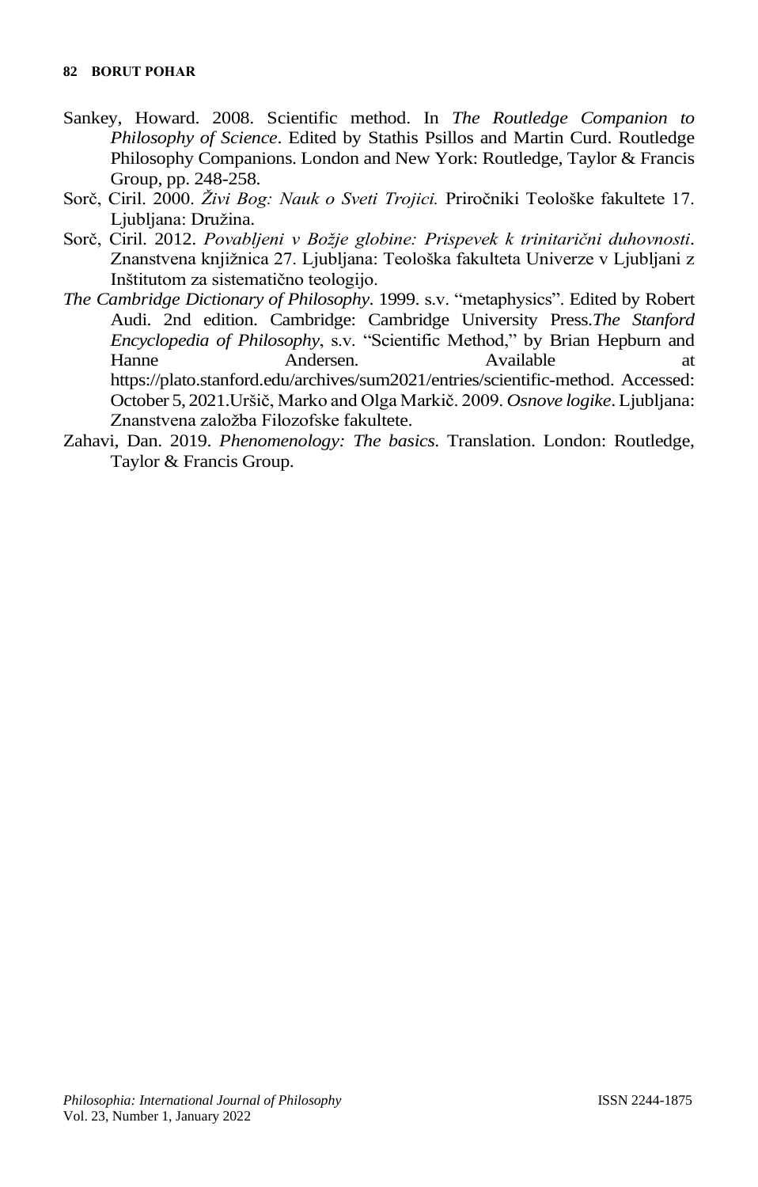Sankey, Howard. 2008. Scientific method. In *The Routledge Companion to Philosophy of Science*. Edited by Stathis Psillos and Martin Curd. Routledge Philosophy Companions. London and New York: Routledge, Taylor & Francis Group, pp. 248-258.

Sorč, Ciril. 2000. *Živi Bog: Nauk o Sveti Trojici.* Priročniki Teološke fakultete 17. Ljubljana: Družina.

Sorč, Ciril. 2012. *Povabljeni v Božje globine: Prispevek k trinitarični duhovnosti*. Znanstvena knjižnica 27. Ljubljana: Teološka fakulteta Univerze v Ljubljani z Inštitutom za sistematično teologijo.

*The Cambridge Dictionary of Philosophy*. 1999. s.v. "metaphysics". Edited by Robert Audi. 2nd edition. Cambridge: Cambridge University Press.*The Stanford Encyclopedia of Philosophy*, s.v. "Scientific Method," by Brian Hepburn and Hanne Andersen. Available at https://plato.stanford.edu/archives/sum2021/entries/scientific-method. Accessed: October 5, 2021.Uršič, Marko and Olga Markič. 2009. *Osnove logike*. Ljubljana: Znanstvena založba Filozofske fakultete.

Zahavi, Dan. 2019. *Phenomenology: The basics*. Translation. London: Routledge, Taylor & Francis Group.